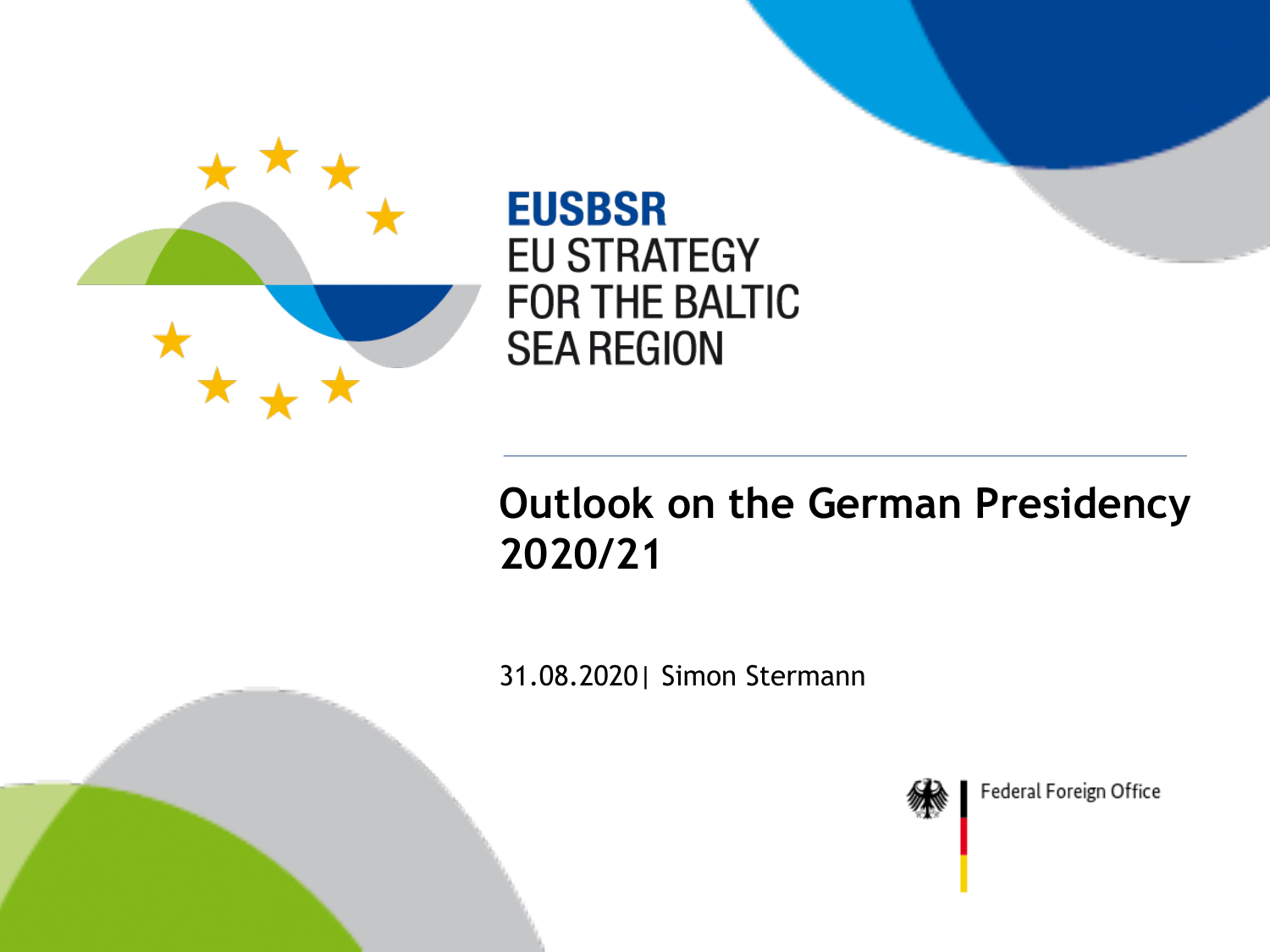**EUSBSR**
EU STRATEGY
FOR THE BALTIC
SEA REGION

# Outlook on the German Presidency 2020/21

31.08.2020| Simon Stermann

Federal Foreign Office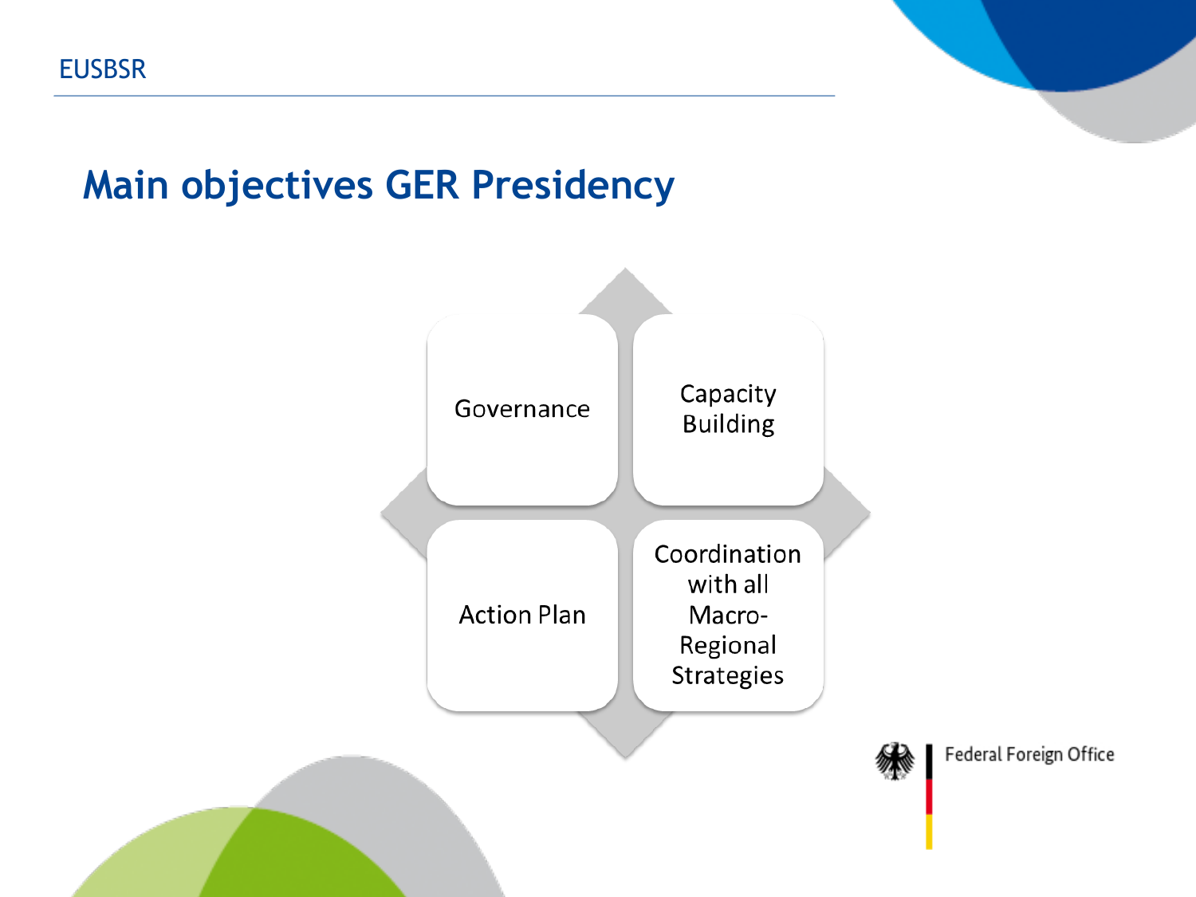# Main objectives GER Presidency

- Governance
- Capacity Building
- Action Plan
- Coordination with all Macro-Regional Strategies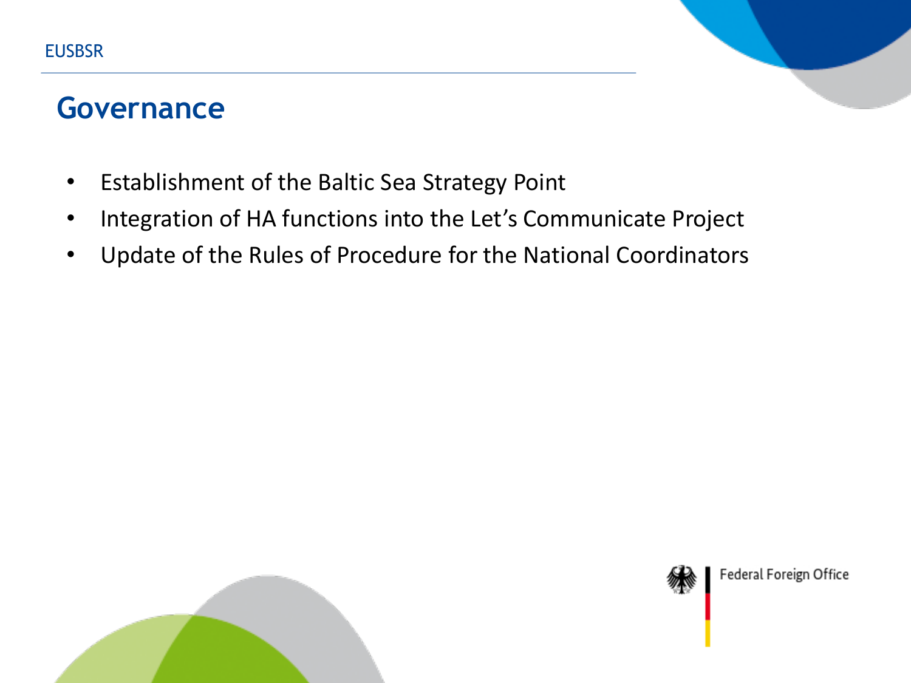# Governance

- Establishment of the Baltic Sea Strategy Point
- Integration of HA functions into the Let's Communicate Project
- Update of the Rules of Procedure for the National Coordinators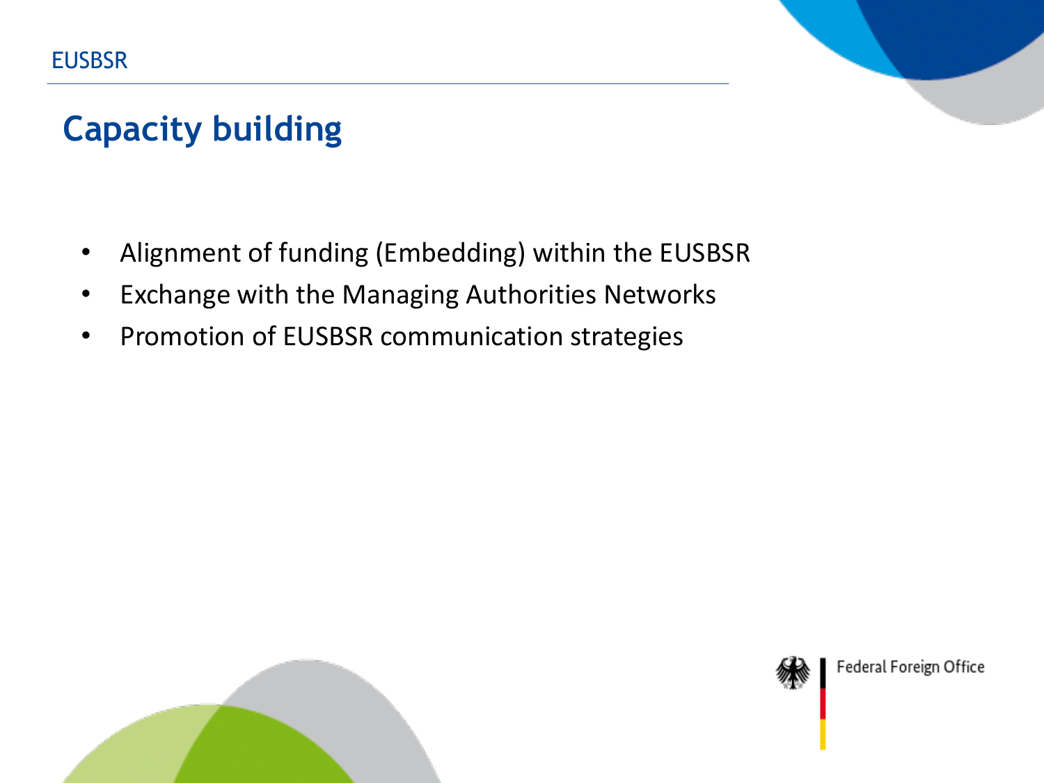# Capacity building

- Alignment of funding (Embedding) within the EUSBSR
- Exchange with the Managing Authorities Networks
- Promotion of EUSBSR communication strategies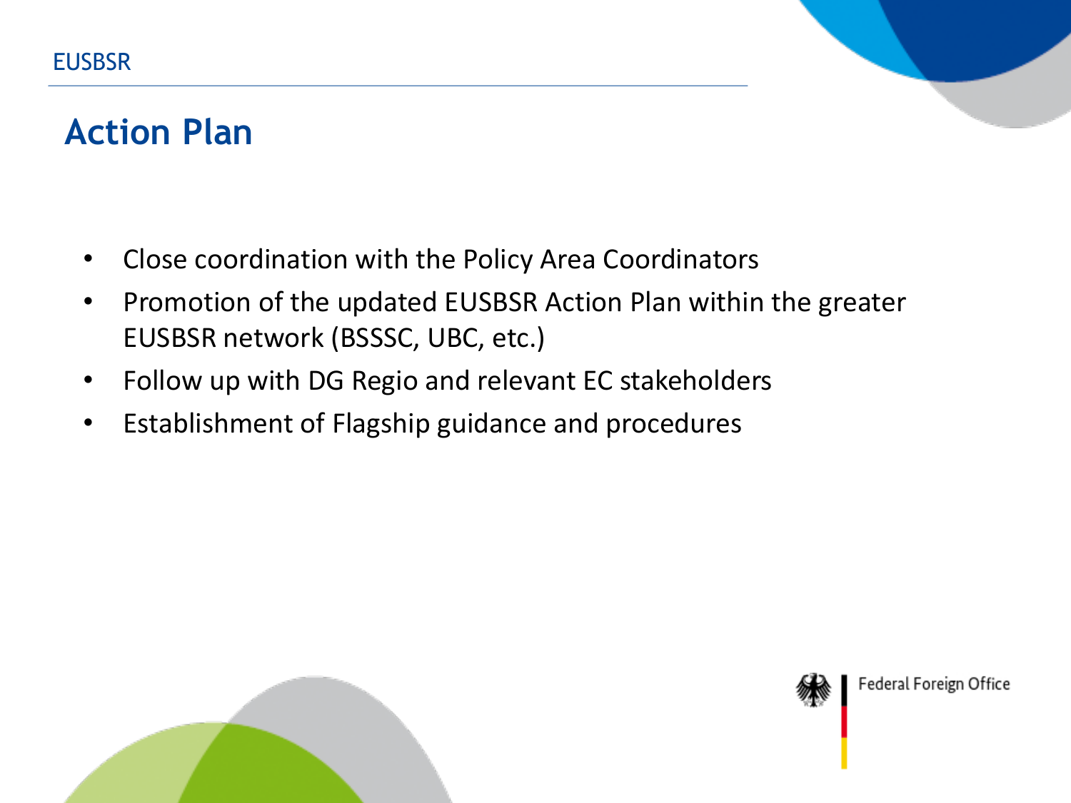# Action Plan

- Close coordination with the Policy Area Coordinators
- Promotion of the updated EUSBSR Action Plan within the greater EUSBSR network (BSSSC, UBC, etc.)
- Follow up with DG Regio and relevant EC stakeholders
- Establishment of Flagship guidance and procedures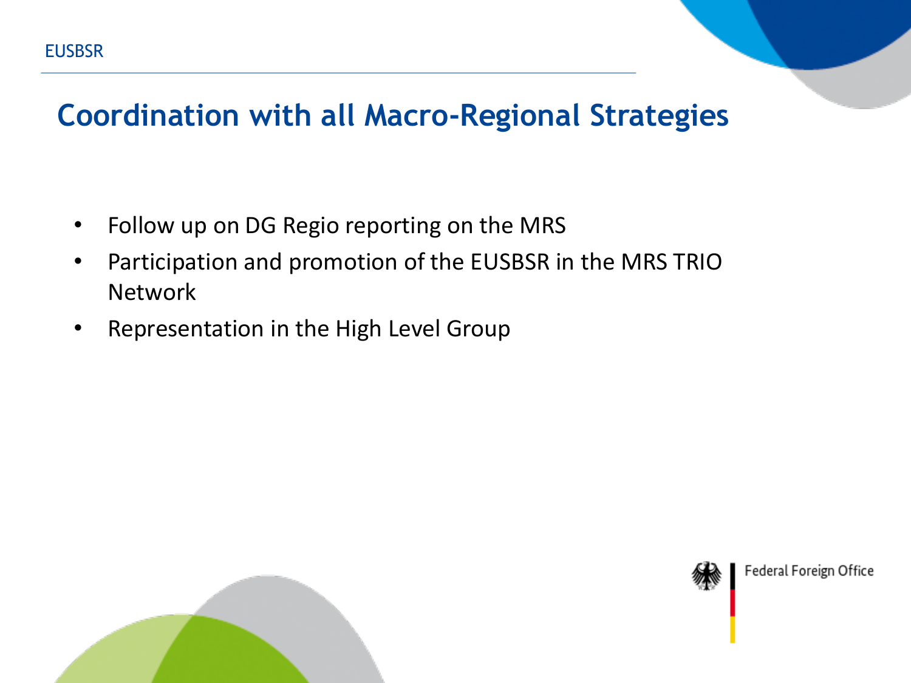# Coordination with all Macro-Regional Strategies

- Follow up on DG Regio reporting on the MRS
- Participation and promotion of the EUSBSR in the MRS TRIO Network
- Representation in the High Level Group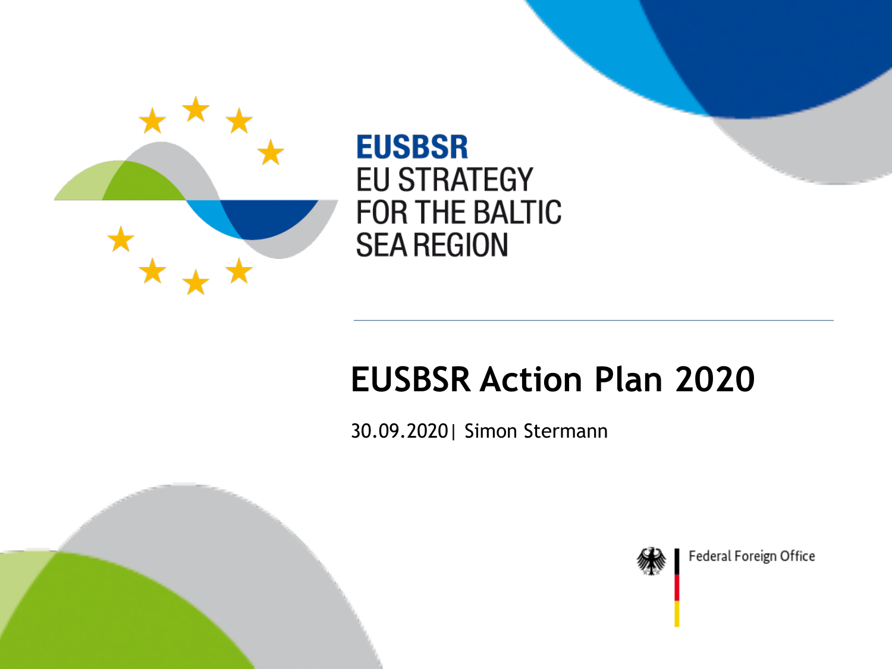**EUSBSR**
EU STRATEGY FOR THE BALTIC SEA REGION

# EUSBSR Action Plan 2020

30.09.2020| Simon Stermann

Federal Foreign Office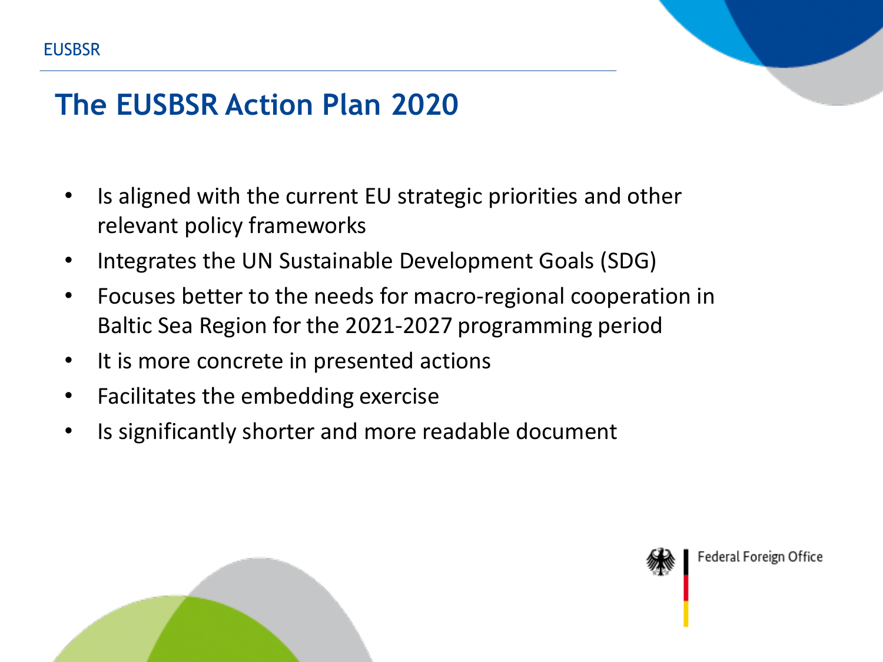# The EUSBSR Action Plan 2020

- Is aligned with the current EU strategic priorities and other relevant policy frameworks
- Integrates the UN Sustainable Development Goals (SDG)
- Focuses better to the needs for macro-regional cooperation in Baltic Sea Region for the 2021-2027 programming period
- It is more concrete in presented actions
- Facilitates the embedding exercise
- Is significantly shorter and more readable document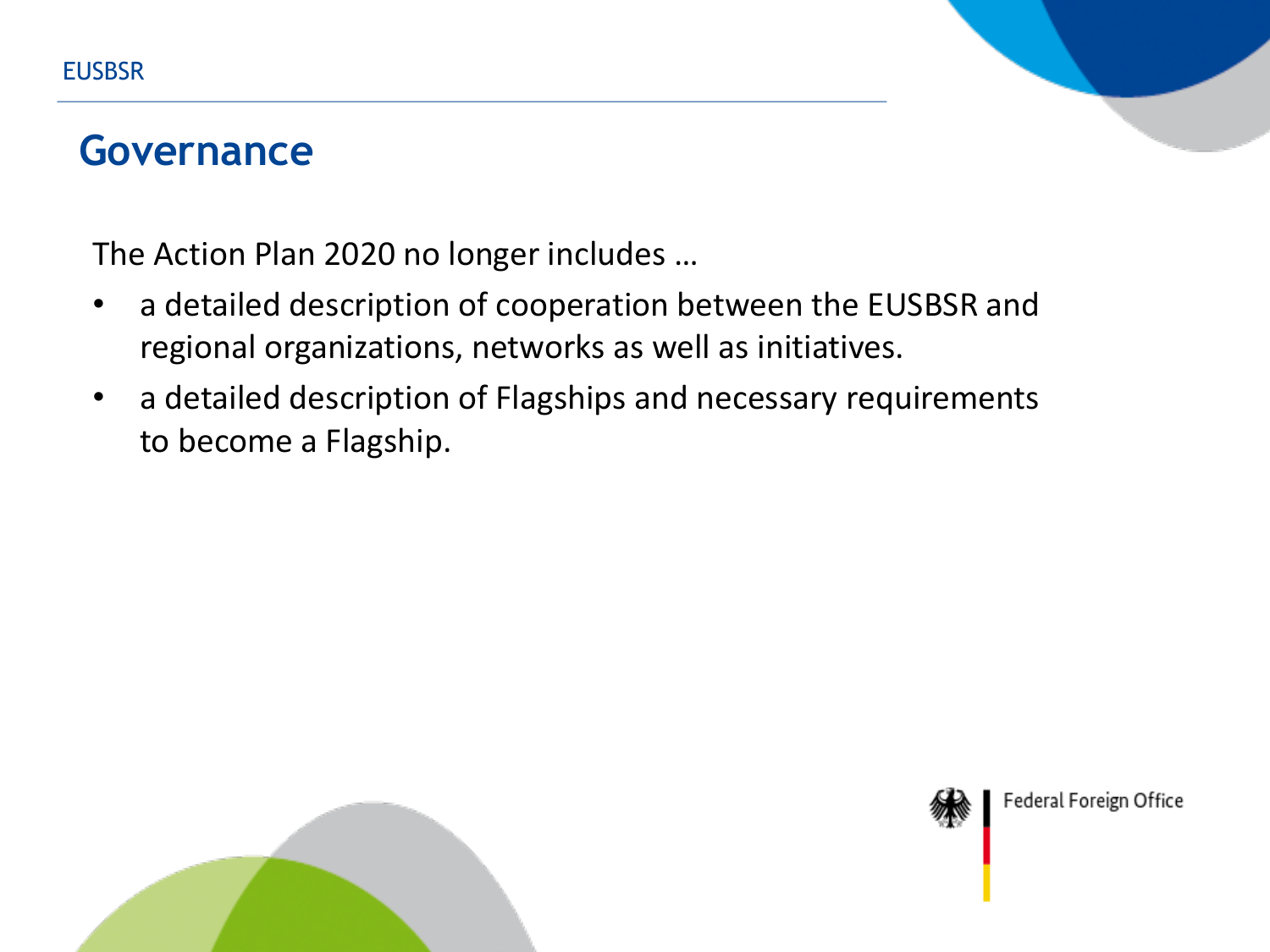## Governance

The Action Plan 2020 no longer includes …

- a detailed description of cooperation between the EUSBSR and regional organizations, networks as well as initiatives.
- a detailed description of Flagships and necessary requirements to become a Flagship.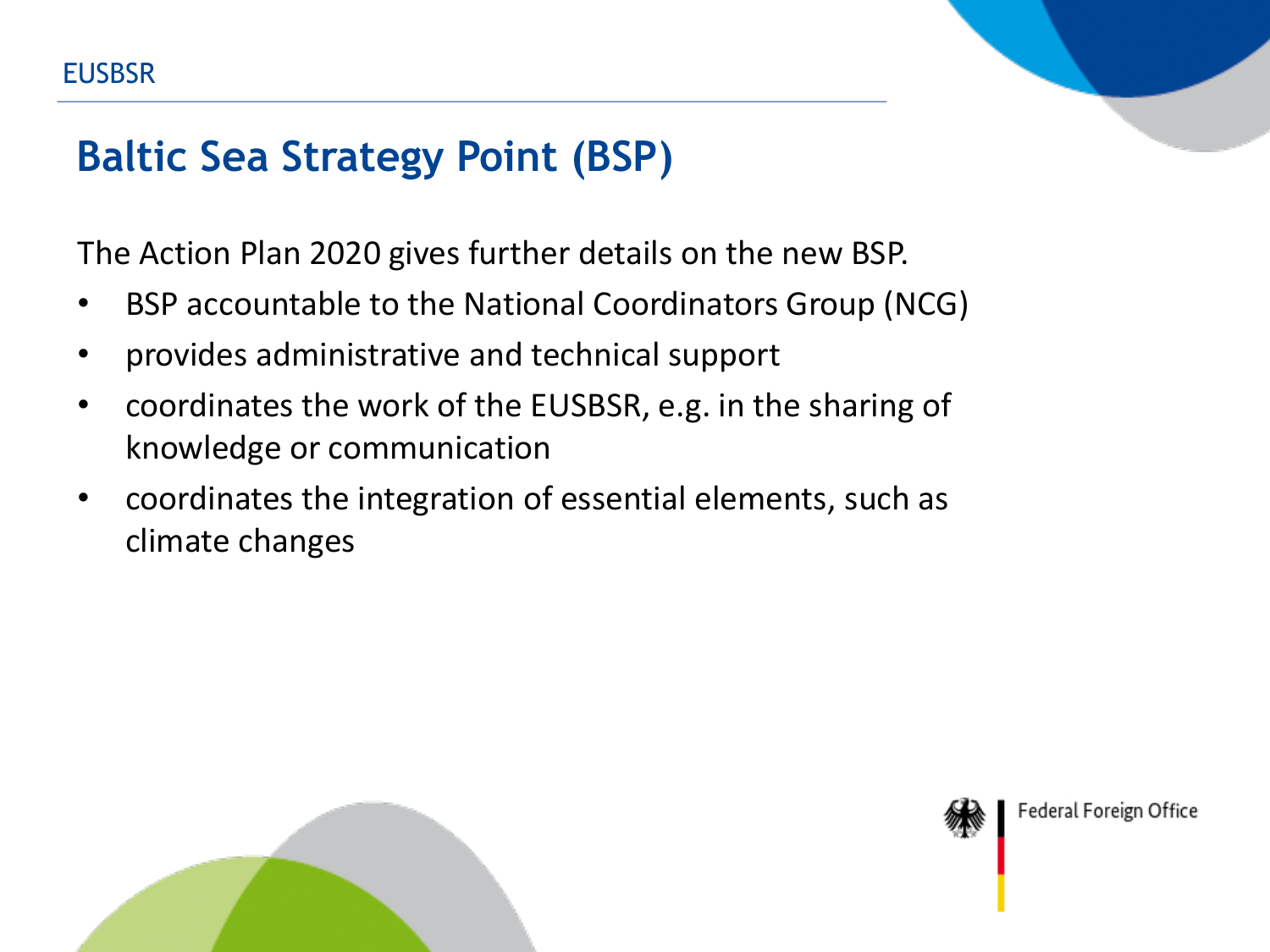# Baltic Sea Strategy Point (BSP)

The Action Plan 2020 gives further details on the new BSP.

- BSP accountable to the National Coordinators Group (NCG)
- provides administrative and technical support
- coordinates the work of the EUSBSR, e.g. in the sharing of knowledge or communication
- coordinates the integration of essential elements, such as climate changes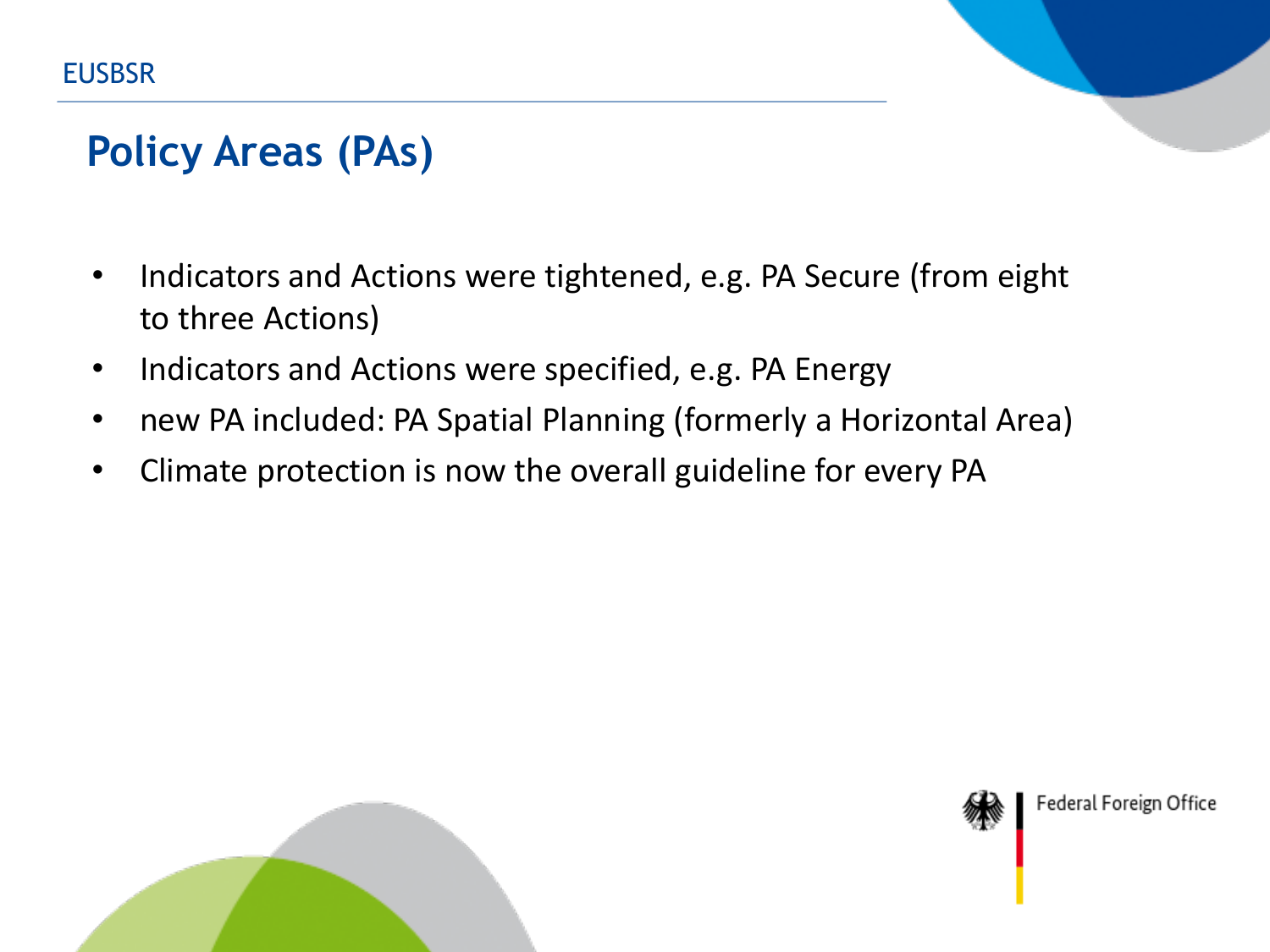## Policy Areas (PAs)

- Indicators and Actions were tightened, e.g. PA Secure (from eight to three Actions)
- Indicators and Actions were specified, e.g. PA Energy
- new PA included: PA Spatial Planning (formerly a Horizontal Area)
- Climate protection is now the overall guideline for every PA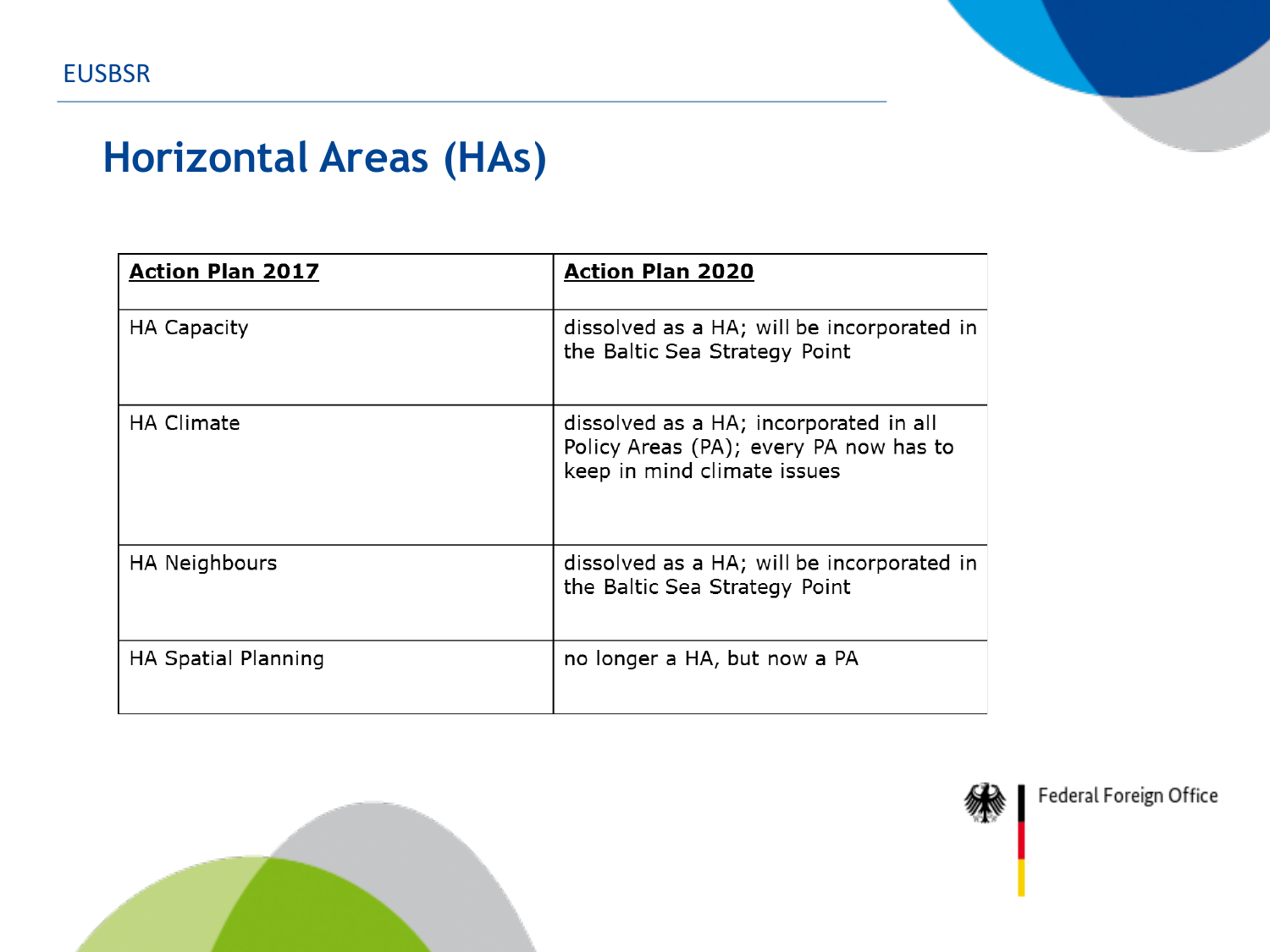# Horizontal Areas (HAs)

| Action Plan 2017 | Action Plan 2020 |
| --- | --- |
| HA Capacity | dissolved as a HA; will be incorporated in the Baltic Sea Strategy Point |
| HA Climate | dissolved as a HA; incorporated in all Policy Areas (PA); every PA now has to keep in mind climate issues |
| HA Neighbours | dissolved as a HA; will be incorporated in the Baltic Sea Strategy Point |
| HA Spatial Planning | no longer a HA, but now a PA |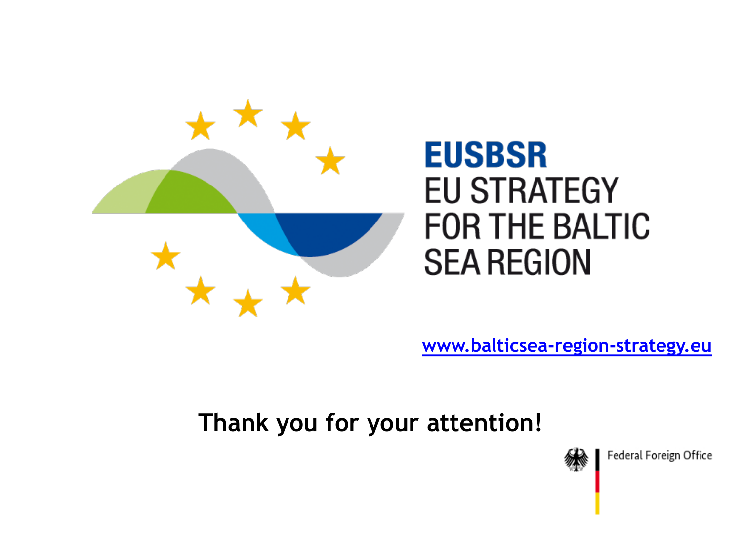EUSBSR
EU STRATEGY FOR THE BALTIC SEA REGION

[www.balticsea-region-strategy.eu](http://www.balticsea-region-strategy.eu)

**Thank you for your attention!**

Federal Foreign Office